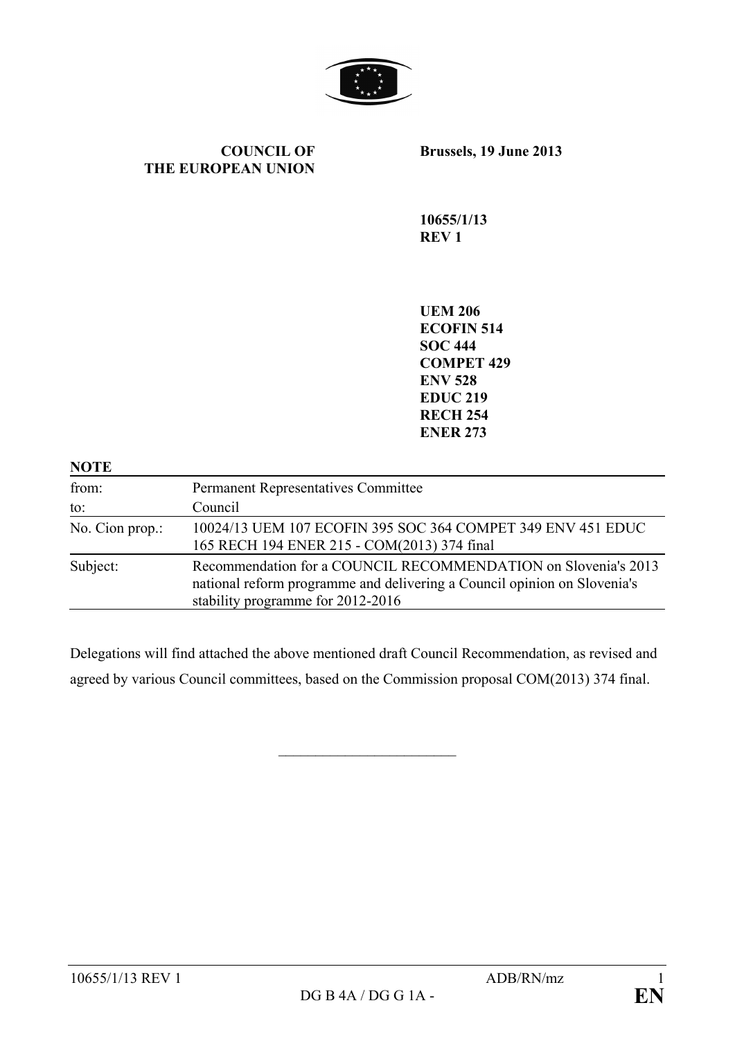**COUNCIL OF THE EUROPEAN UNION**

**Brussels, 19 June 2013**

**10655/1/13 REV 1**

**UEM 206**
**ECOFIN 514**
**SOC 444**
**COMPET 429**
**ENV 528**
**EDUC 219**
**RECH 254**
**ENER 273**

**NOTE**

| | |
|---|---|
| from: | Permanent Representatives Committee |
| to: | Council |
| No. Cion prop.: | 10024/13 UEM 107 ECOFIN 395 SOC 364 COMPET 349 ENV 451 EDUC 165 RECH 194 ENER 215 - COM(2013) 374 final |
| Subject: | Recommendation for a COUNCIL RECOMMENDATION on Slovenia's 2013 national reform programme and delivering a Council opinion on Slovenia's stability programme for 2012-2016 |

Delegations will find attached the above mentioned draft Council Recommendation, as revised and agreed by various Council committees, based on the Commission proposal COM(2013) 374 final.

\_\_\_\_\_\_\_\_\_\_\_\_\_\_\_\_\_\_\_\_\_\_\_\_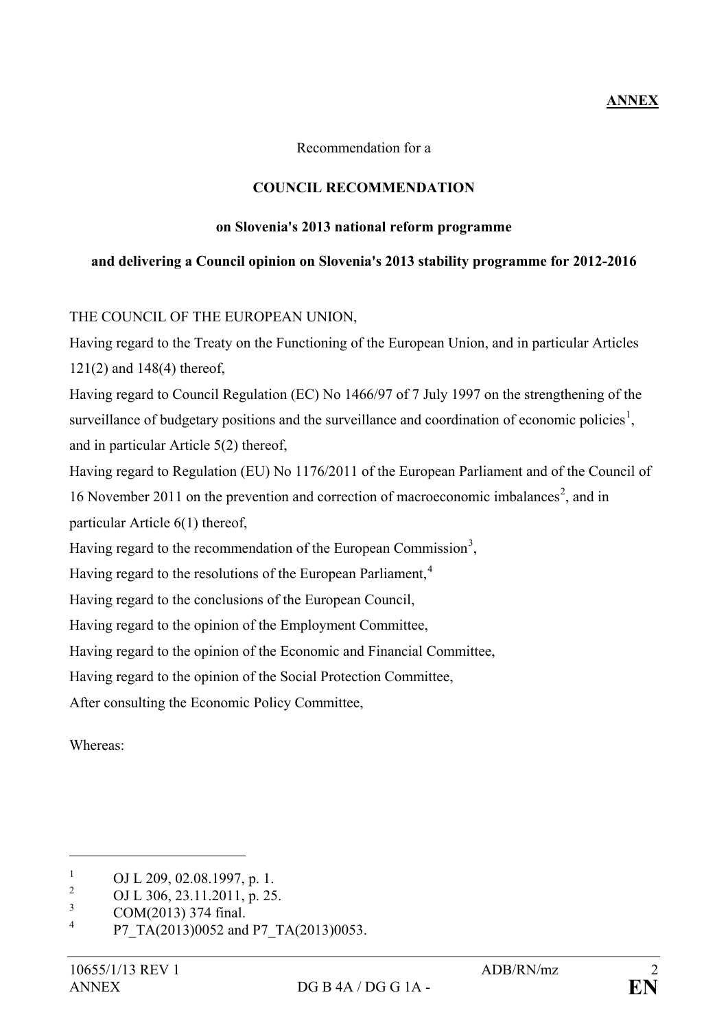**ANNEX**

Recommendation for a

**COUNCIL RECOMMENDATION**

**on Slovenia's 2013 national reform programme**

**and delivering a Council opinion on Slovenia's 2013 stability programme for 2012-2016**

THE COUNCIL OF THE EUROPEAN UNION,

Having regard to the Treaty on the Functioning of the European Union, and in particular Articles 121(2) and 148(4) thereof,

Having regard to Council Regulation (EC) No 1466/97 of 7 July 1997 on the strengthening of the surveillance of budgetary positions and the surveillance and coordination of economic policies[1], and in particular Article 5(2) thereof,

Having regard to Regulation (EU) No 1176/2011 of the European Parliament and of the Council of 16 November 2011 on the prevention and correction of macroeconomic imbalances[2], and in particular Article 6(1) thereof,

Having regard to the recommendation of the European Commission[3],

Having regard to the resolutions of the European Parliament,[4]

Having regard to the conclusions of the European Council,

Having regard to the opinion of the Employment Committee,

Having regard to the opinion of the Economic and Financial Committee,

Having regard to the opinion of the Social Protection Committee,

After consulting the Economic Policy Committee,

Whereas:

---

[1] OJ L 209, 02.08.1997, p. 1.

[2] OJ L 306, 23.11.2011, p. 25.

[3] COM(2013) 374 final.

[4] P7_TA(2013)0052 and P7_TA(2013)0053.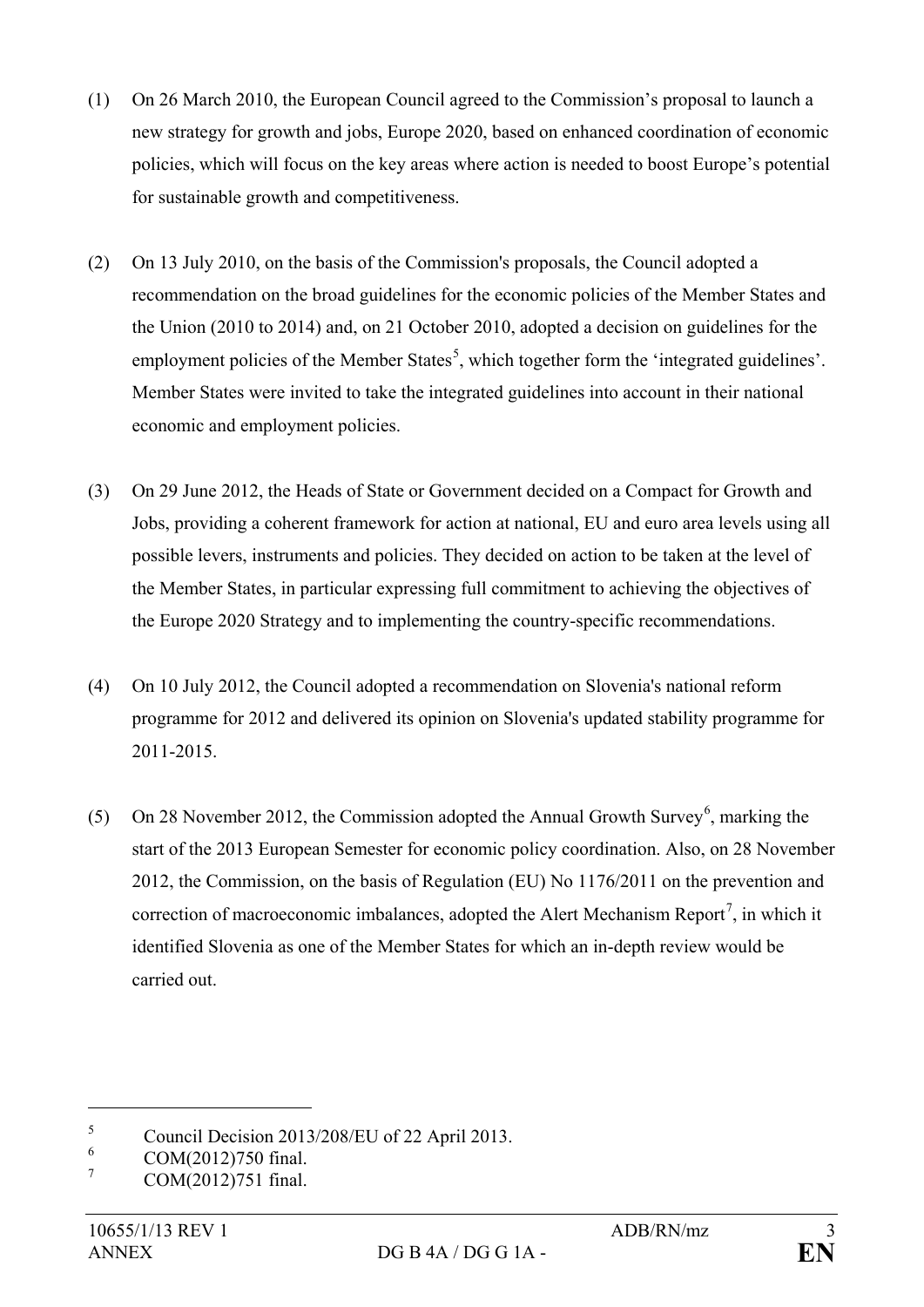(1) On 26 March 2010, the European Council agreed to the Commission's proposal to launch a new strategy for growth and jobs, Europe 2020, based on enhanced coordination of economic policies, which will focus on the key areas where action is needed to boost Europe's potential for sustainable growth and competitiveness.

(2) On 13 July 2010, on the basis of the Commission's proposals, the Council adopted a recommendation on the broad guidelines for the economic policies of the Member States and the Union (2010 to 2014) and, on 21 October 2010, adopted a decision on guidelines for the employment policies of the Member States[5], which together form the 'integrated guidelines'. Member States were invited to take the integrated guidelines into account in their national economic and employment policies.

(3) On 29 June 2012, the Heads of State or Government decided on a Compact for Growth and Jobs, providing a coherent framework for action at national, EU and euro area levels using all possible levers, instruments and policies. They decided on action to be taken at the level of the Member States, in particular expressing full commitment to achieving the objectives of the Europe 2020 Strategy and to implementing the country-specific recommendations.

(4) On 10 July 2012, the Council adopted a recommendation on Slovenia's national reform programme for 2012 and delivered its opinion on Slovenia's updated stability programme for 2011-2015.

(5) On 28 November 2012, the Commission adopted the Annual Growth Survey[6], marking the start of the 2013 European Semester for economic policy coordination. Also, on 28 November 2012, the Commission, on the basis of Regulation (EU) No 1176/2011 on the prevention and correction of macroeconomic imbalances, adopted the Alert Mechanism Report[7], in which it identified Slovenia as one of the Member States for which an in-depth review would be carried out.

---

[5] Council Decision 2013/208/EU of 22 April 2013.

[6] COM(2012)750 final.

[7] COM(2012)751 final.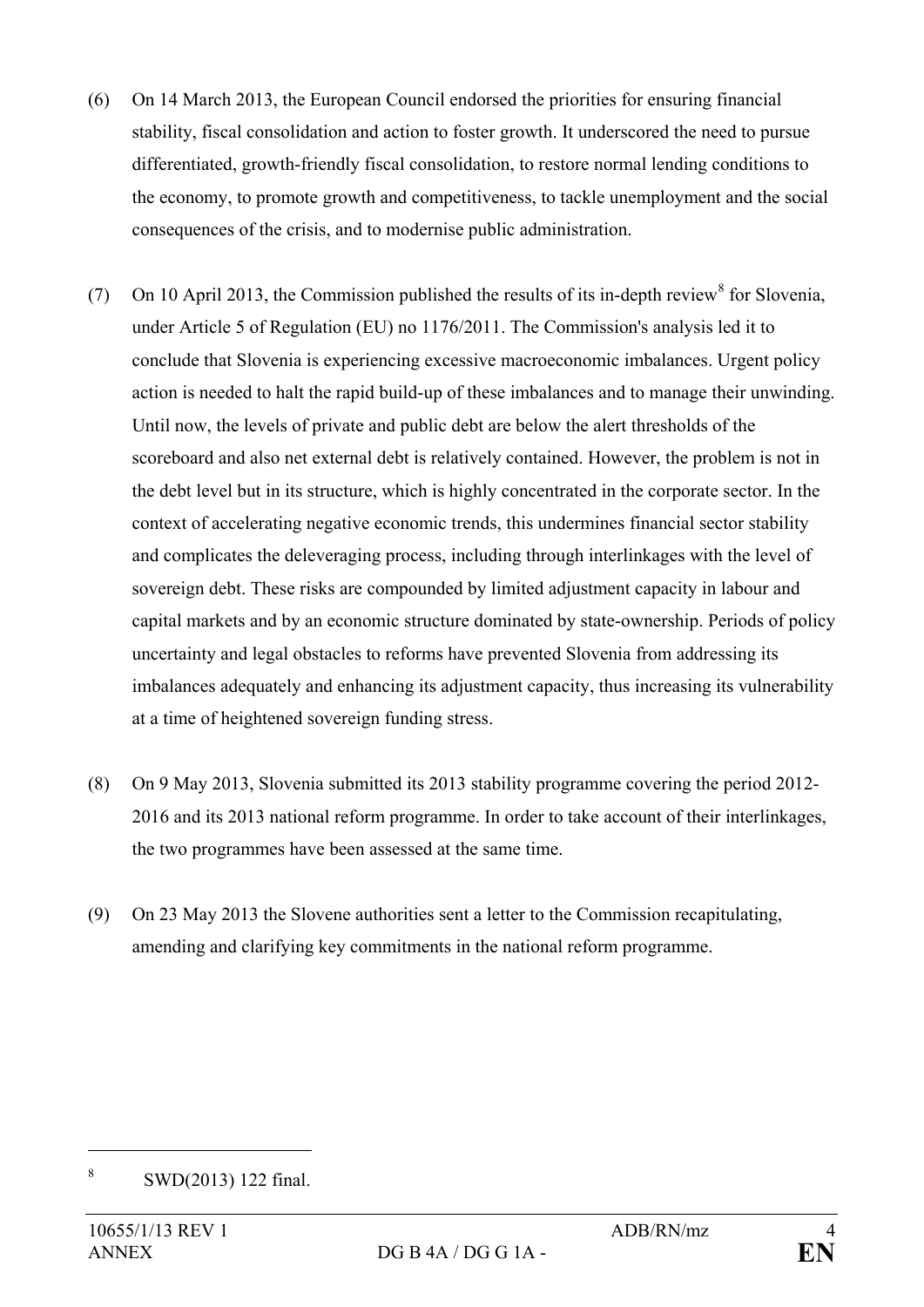(6) On 14 March 2013, the European Council endorsed the priorities for ensuring financial stability, fiscal consolidation and action to foster growth. It underscored the need to pursue differentiated, growth-friendly fiscal consolidation, to restore normal lending conditions to the economy, to promote growth and competitiveness, to tackle unemployment and the social consequences of the crisis, and to modernise public administration.

(7) On 10 April 2013, the Commission published the results of its in-depth review[8] for Slovenia, under Article 5 of Regulation (EU) no 1176/2011. The Commission's analysis led it to conclude that Slovenia is experiencing excessive macroeconomic imbalances. Urgent policy action is needed to halt the rapid build-up of these imbalances and to manage their unwinding. Until now, the levels of private and public debt are below the alert thresholds of the scoreboard and also net external debt is relatively contained. However, the problem is not in the debt level but in its structure, which is highly concentrated in the corporate sector. In the context of accelerating negative economic trends, this undermines financial sector stability and complicates the deleveraging process, including through interlinkages with the level of sovereign debt. These risks are compounded by limited adjustment capacity in labour and capital markets and by an economic structure dominated by state-ownership. Periods of policy uncertainty and legal obstacles to reforms have prevented Slovenia from addressing its imbalances adequately and enhancing its adjustment capacity, thus increasing its vulnerability at a time of heightened sovereign funding stress.

(8) On 9 May 2013, Slovenia submitted its 2013 stability programme covering the period 2012-2016 and its 2013 national reform programme. In order to take account of their interlinkages, the two programmes have been assessed at the same time.

(9) On 23 May 2013 the Slovene authorities sent a letter to the Commission recapitulating, amending and clarifying key commitments in the national reform programme.

---

[8] SWD(2013) 122 final.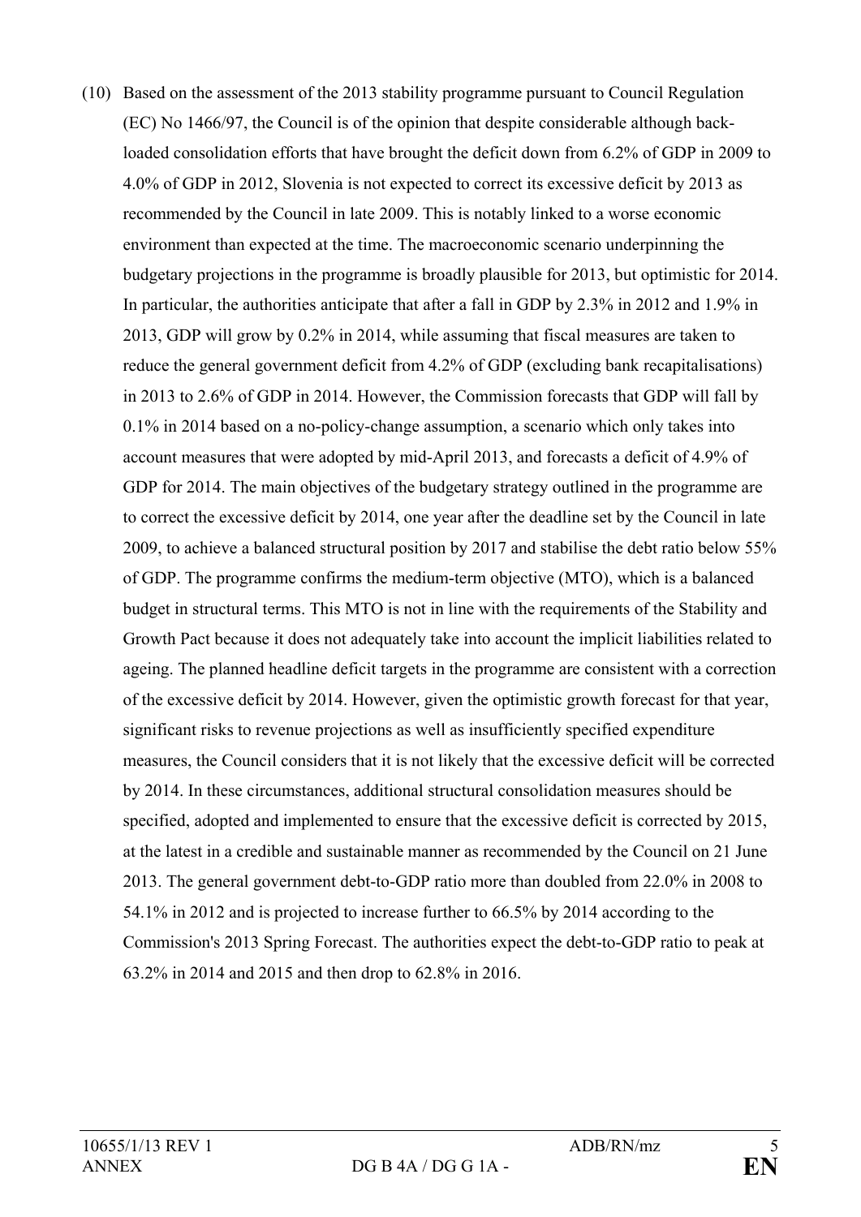(10) Based on the assessment of the 2013 stability programme pursuant to Council Regulation (EC) No 1466/97, the Council is of the opinion that despite considerable although back-loaded consolidation efforts that have brought the deficit down from 6.2% of GDP in 2009 to 4.0% of GDP in 2012, Slovenia is not expected to correct its excessive deficit by 2013 as recommended by the Council in late 2009. This is notably linked to a worse economic environment than expected at the time. The macroeconomic scenario underpinning the budgetary projections in the programme is broadly plausible for 2013, but optimistic for 2014. In particular, the authorities anticipate that after a fall in GDP by 2.3% in 2012 and 1.9% in 2013, GDP will grow by 0.2% in 2014, while assuming that fiscal measures are taken to reduce the general government deficit from 4.2% of GDP (excluding bank recapitalisations) in 2013 to 2.6% of GDP in 2014. However, the Commission forecasts that GDP will fall by 0.1% in 2014 based on a no-policy-change assumption, a scenario which only takes into account measures that were adopted by mid-April 2013, and forecasts a deficit of 4.9% of GDP for 2014. The main objectives of the budgetary strategy outlined in the programme are to correct the excessive deficit by 2014, one year after the deadline set by the Council in late 2009, to achieve a balanced structural position by 2017 and stabilise the debt ratio below 55% of GDP. The programme confirms the medium-term objective (MTO), which is a balanced budget in structural terms. This MTO is not in line with the requirements of the Stability and Growth Pact because it does not adequately take into account the implicit liabilities related to ageing. The planned headline deficit targets in the programme are consistent with a correction of the excessive deficit by 2014. However, given the optimistic growth forecast for that year, significant risks to revenue projections as well as insufficiently specified expenditure measures, the Council considers that it is not likely that the excessive deficit will be corrected by 2014. In these circumstances, additional structural consolidation measures should be specified, adopted and implemented to ensure that the excessive deficit is corrected by 2015, at the latest in a credible and sustainable manner as recommended by the Council on 21 June 2013. The general government debt-to-GDP ratio more than doubled from 22.0% in 2008 to 54.1% in 2012 and is projected to increase further to 66.5% by 2014 according to the Commission's 2013 Spring Forecast. The authorities expect the debt-to-GDP ratio to peak at 63.2% in 2014 and 2015 and then drop to 62.8% in 2016.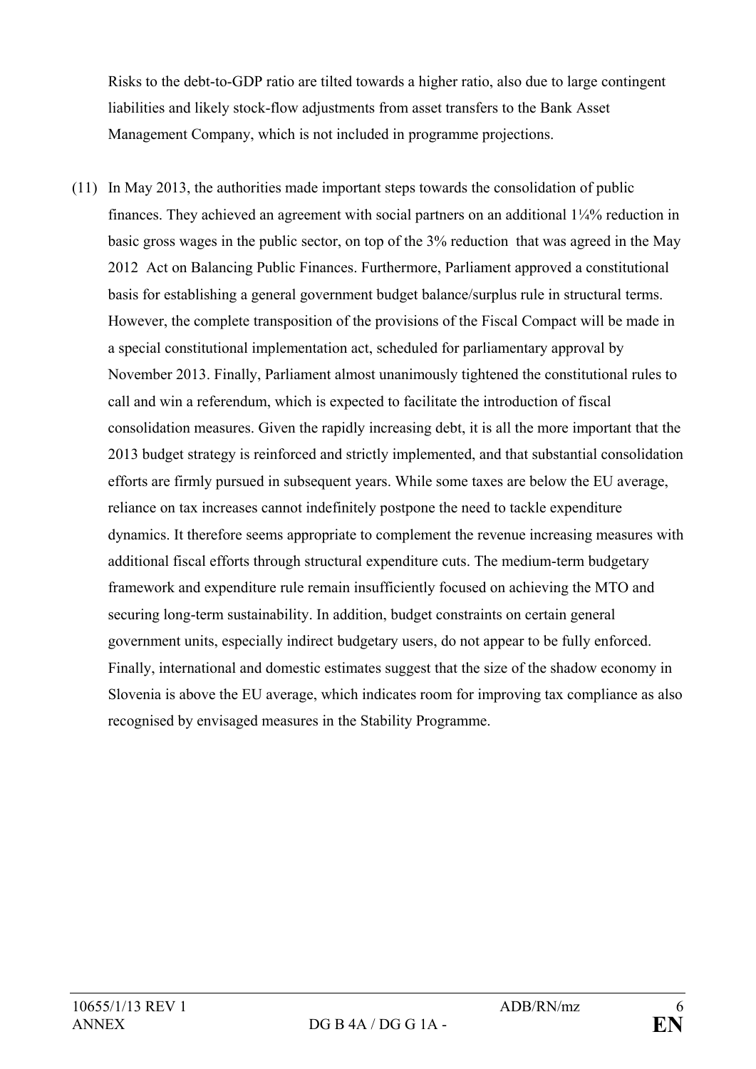Risks to the debt-to-GDP ratio are tilted towards a higher ratio, also due to large contingent liabilities and likely stock-flow adjustments from asset transfers to the Bank Asset Management Company, which is not included in programme projections.

(11) In May 2013, the authorities made important steps towards the consolidation of public finances. They achieved an agreement with social partners on an additional 1¼% reduction in basic gross wages in the public sector, on top of the 3% reduction that was agreed in the May 2012 Act on Balancing Public Finances. Furthermore, Parliament approved a constitutional basis for establishing a general government budget balance/surplus rule in structural terms. However, the complete transposition of the provisions of the Fiscal Compact will be made in a special constitutional implementation act, scheduled for parliamentary approval by November 2013. Finally, Parliament almost unanimously tightened the constitutional rules to call and win a referendum, which is expected to facilitate the introduction of fiscal consolidation measures. Given the rapidly increasing debt, it is all the more important that the 2013 budget strategy is reinforced and strictly implemented, and that substantial consolidation efforts are firmly pursued in subsequent years. While some taxes are below the EU average, reliance on tax increases cannot indefinitely postpone the need to tackle expenditure dynamics. It therefore seems appropriate to complement the revenue increasing measures with additional fiscal efforts through structural expenditure cuts. The medium-term budgetary framework and expenditure rule remain insufficiently focused on achieving the MTO and securing long-term sustainability. In addition, budget constraints on certain general government units, especially indirect budgetary users, do not appear to be fully enforced. Finally, international and domestic estimates suggest that the size of the shadow economy in Slovenia is above the EU average, which indicates room for improving tax compliance as also recognised by envisaged measures in the Stability Programme.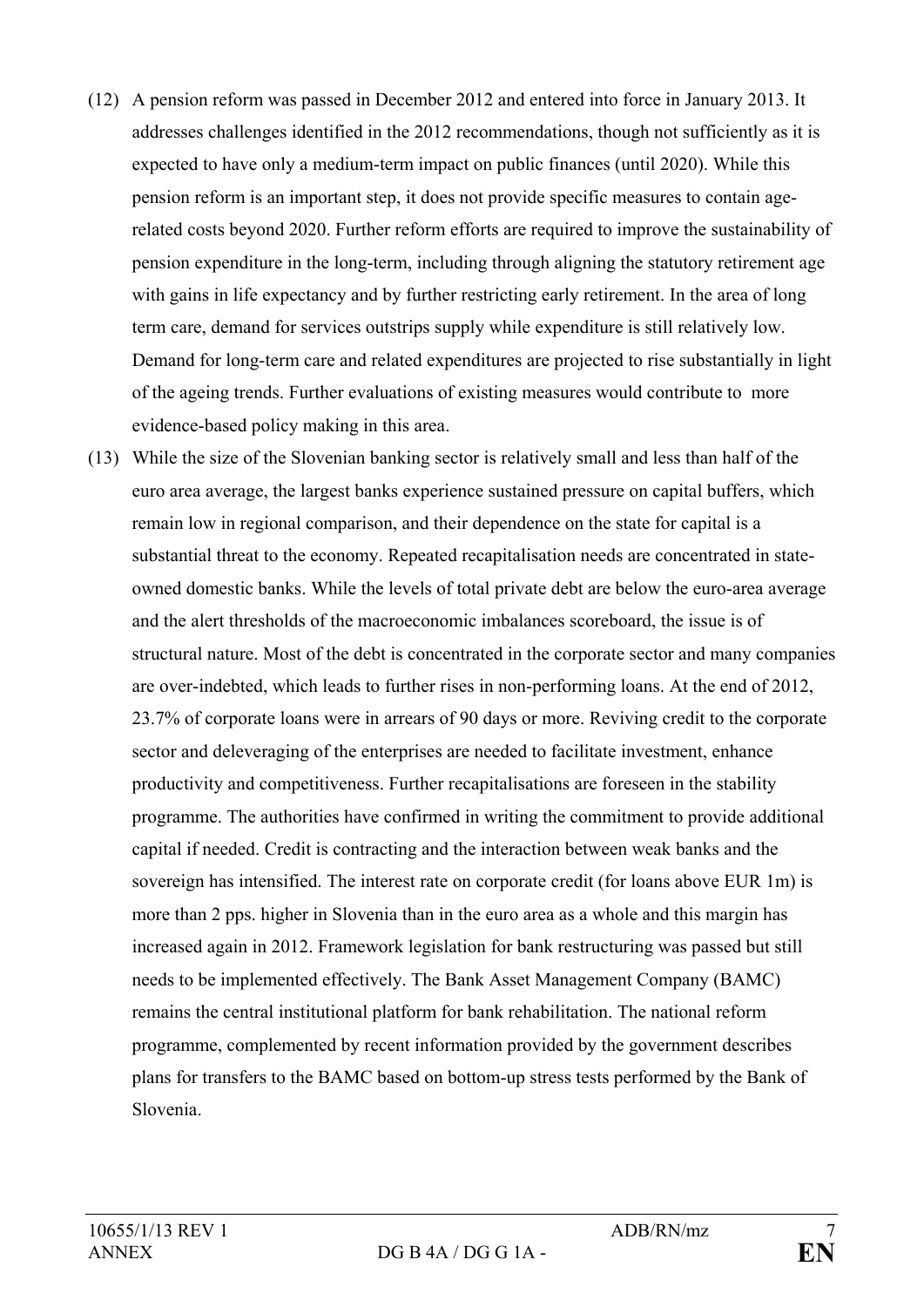(12) A pension reform was passed in December 2012 and entered into force in January 2013. It addresses challenges identified in the 2012 recommendations, though not sufficiently as it is expected to have only a medium-term impact on public finances (until 2020). While this pension reform is an important step, it does not provide specific measures to contain age-related costs beyond 2020. Further reform efforts are required to improve the sustainability of pension expenditure in the long-term, including through aligning the statutory retirement age with gains in life expectancy and by further restricting early retirement. In the area of long term care, demand for services outstrips supply while expenditure is still relatively low. Demand for long-term care and related expenditures are projected to rise substantially in light of the ageing trends. Further evaluations of existing measures would contribute to more evidence-based policy making in this area.

(13) While the size of the Slovenian banking sector is relatively small and less than half of the euro area average, the largest banks experience sustained pressure on capital buffers, which remain low in regional comparison, and their dependence on the state for capital is a substantial threat to the economy. Repeated recapitalisation needs are concentrated in state-owned domestic banks. While the levels of total private debt are below the euro-area average and the alert thresholds of the macroeconomic imbalances scoreboard, the issue is of structural nature. Most of the debt is concentrated in the corporate sector and many companies are over-indebted, which leads to further rises in non-performing loans. At the end of 2012, 23.7% of corporate loans were in arrears of 90 days or more. Reviving credit to the corporate sector and deleveraging of the enterprises are needed to facilitate investment, enhance productivity and competitiveness. Further recapitalisations are foreseen in the stability programme. The authorities have confirmed in writing the commitment to provide additional capital if needed. Credit is contracting and the interaction between weak banks and the sovereign has intensified. The interest rate on corporate credit (for loans above EUR 1m) is more than 2 pps. higher in Slovenia than in the euro area as a whole and this margin has increased again in 2012. Framework legislation for bank restructuring was passed but still needs to be implemented effectively. The Bank Asset Management Company (BAMC) remains the central institutional platform for bank rehabilitation. The national reform programme, complemented by recent information provided by the government describes plans for transfers to the BAMC based on bottom-up stress tests performed by the Bank of Slovenia.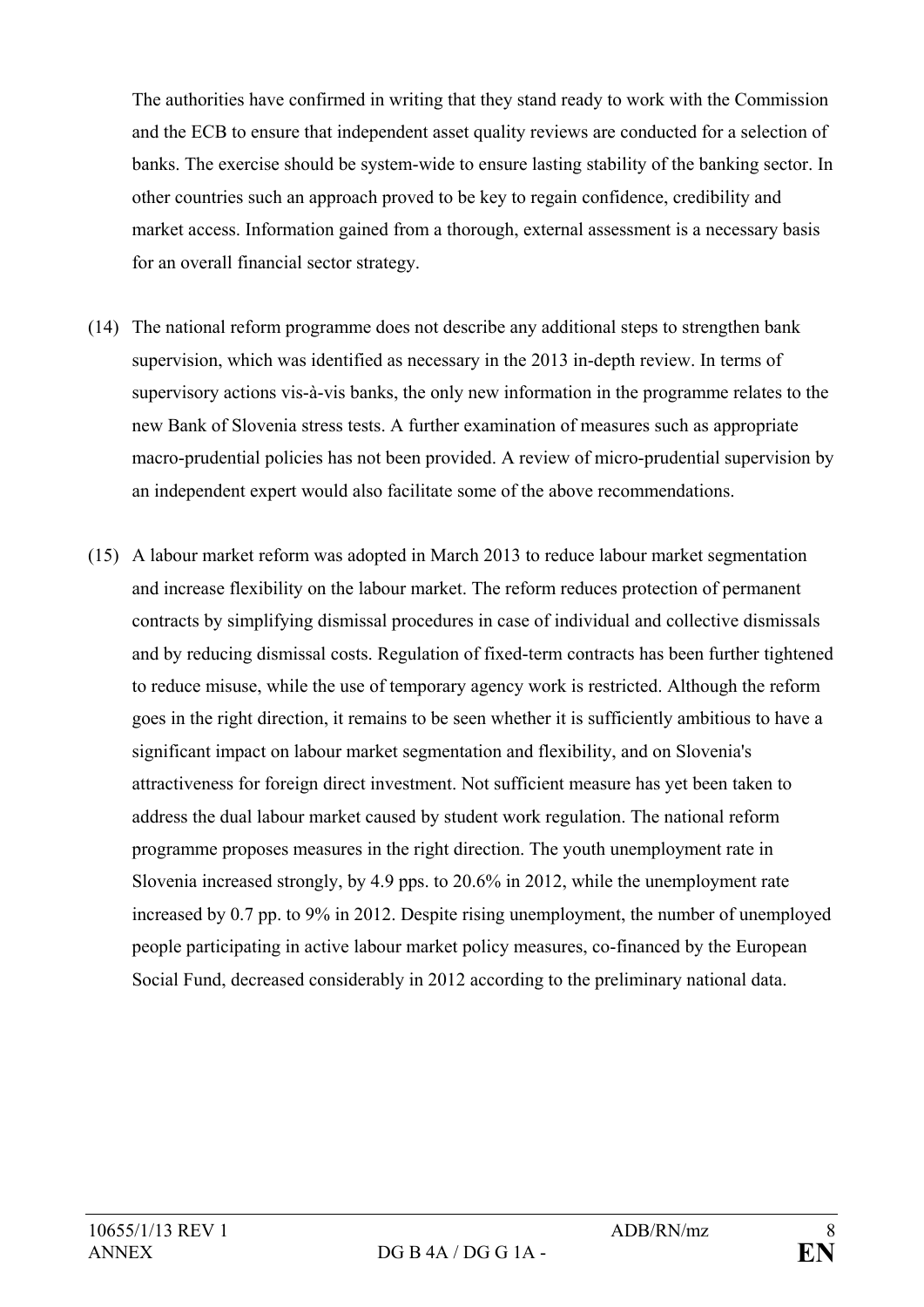The authorities have confirmed in writing that they stand ready to work with the Commission and the ECB to ensure that independent asset quality reviews are conducted for a selection of banks. The exercise should be system-wide to ensure lasting stability of the banking sector. In other countries such an approach proved to be key to regain confidence, credibility and market access. Information gained from a thorough, external assessment is a necessary basis for an overall financial sector strategy.

(14) The national reform programme does not describe any additional steps to strengthen bank supervision, which was identified as necessary in the 2013 in-depth review. In terms of supervisory actions vis-à-vis banks, the only new information in the programme relates to the new Bank of Slovenia stress tests. A further examination of measures such as appropriate macro-prudential policies has not been provided. A review of micro-prudential supervision by an independent expert would also facilitate some of the above recommendations.

(15) A labour market reform was adopted in March 2013 to reduce labour market segmentation and increase flexibility on the labour market. The reform reduces protection of permanent contracts by simplifying dismissal procedures in case of individual and collective dismissals and by reducing dismissal costs. Regulation of fixed-term contracts has been further tightened to reduce misuse, while the use of temporary agency work is restricted. Although the reform goes in the right direction, it remains to be seen whether it is sufficiently ambitious to have a significant impact on labour market segmentation and flexibility, and on Slovenia's attractiveness for foreign direct investment. Not sufficient measure has yet been taken to address the dual labour market caused by student work regulation. The national reform programme proposes measures in the right direction. The youth unemployment rate in Slovenia increased strongly, by 4.9 pps. to 20.6% in 2012, while the unemployment rate increased by 0.7 pp. to 9% in 2012. Despite rising unemployment, the number of unemployed people participating in active labour market policy measures, co-financed by the European Social Fund, decreased considerably in 2012 according to the preliminary national data.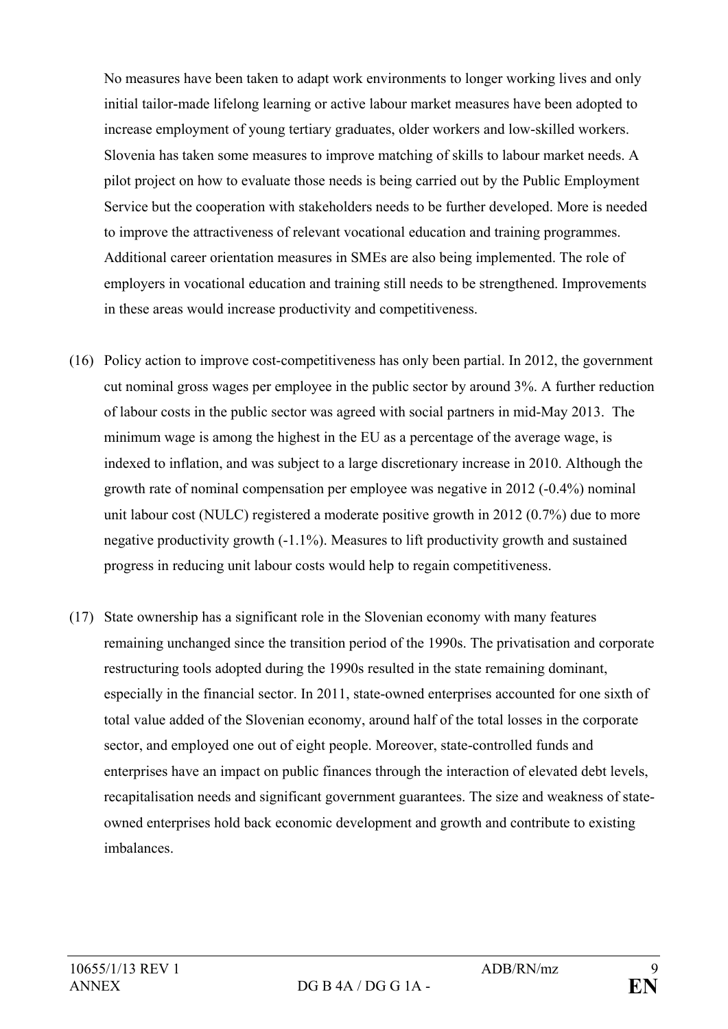No measures have been taken to adapt work environments to longer working lives and only initial tailor-made lifelong learning or active labour market measures have been adopted to increase employment of young tertiary graduates, older workers and low-skilled workers. Slovenia has taken some measures to improve matching of skills to labour market needs. A pilot project on how to evaluate those needs is being carried out by the Public Employment Service but the cooperation with stakeholders needs to be further developed. More is needed to improve the attractiveness of relevant vocational education and training programmes. Additional career orientation measures in SMEs are also being implemented. The role of employers in vocational education and training still needs to be strengthened. Improvements in these areas would increase productivity and competitiveness.

(16) Policy action to improve cost-competitiveness has only been partial. In 2012, the government cut nominal gross wages per employee in the public sector by around 3%. A further reduction of labour costs in the public sector was agreed with social partners in mid-May 2013. The minimum wage is among the highest in the EU as a percentage of the average wage, is indexed to inflation, and was subject to a large discretionary increase in 2010. Although the growth rate of nominal compensation per employee was negative in 2012 (-0.4%) nominal unit labour cost (NULC) registered a moderate positive growth in 2012 (0.7%) due to more negative productivity growth (-1.1%). Measures to lift productivity growth and sustained progress in reducing unit labour costs would help to regain competitiveness.

(17) State ownership has a significant role in the Slovenian economy with many features remaining unchanged since the transition period of the 1990s. The privatisation and corporate restructuring tools adopted during the 1990s resulted in the state remaining dominant, especially in the financial sector. In 2011, state-owned enterprises accounted for one sixth of total value added of the Slovenian economy, around half of the total losses in the corporate sector, and employed one out of eight people. Moreover, state-controlled funds and enterprises have an impact on public finances through the interaction of elevated debt levels, recapitalisation needs and significant government guarantees. The size and weakness of state-owned enterprises hold back economic development and growth and contribute to existing imbalances.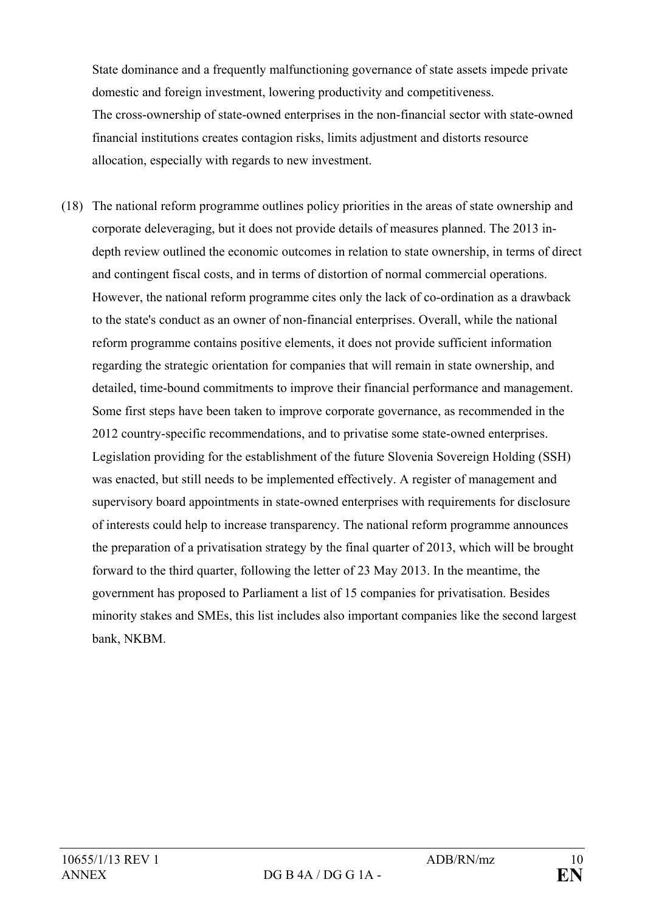State dominance and a frequently malfunctioning governance of state assets impede private domestic and foreign investment, lowering productivity and competitiveness.
The cross-ownership of state-owned enterprises in the non-financial sector with state-owned financial institutions creates contagion risks, limits adjustment and distorts resource allocation, especially with regards to new investment.

(18) The national reform programme outlines policy priorities in the areas of state ownership and corporate deleveraging, but it does not provide details of measures planned. The 2013 in-depth review outlined the economic outcomes in relation to state ownership, in terms of direct and contingent fiscal costs, and in terms of distortion of normal commercial operations. However, the national reform programme cites only the lack of co-ordination as a drawback to the state's conduct as an owner of non-financial enterprises. Overall, while the national reform programme contains positive elements, it does not provide sufficient information regarding the strategic orientation for companies that will remain in state ownership, and detailed, time-bound commitments to improve their financial performance and management. Some first steps have been taken to improve corporate governance, as recommended in the 2012 country-specific recommendations, and to privatise some state-owned enterprises. Legislation providing for the establishment of the future Slovenia Sovereign Holding (SSH) was enacted, but still needs to be implemented effectively. A register of management and supervisory board appointments in state-owned enterprises with requirements for disclosure of interests could help to increase transparency. The national reform programme announces the preparation of a privatisation strategy by the final quarter of 2013, which will be brought forward to the third quarter, following the letter of 23 May 2013. In the meantime, the government has proposed to Parliament a list of 15 companies for privatisation. Besides minority stakes and SMEs, this list includes also important companies like the second largest bank, NKBM.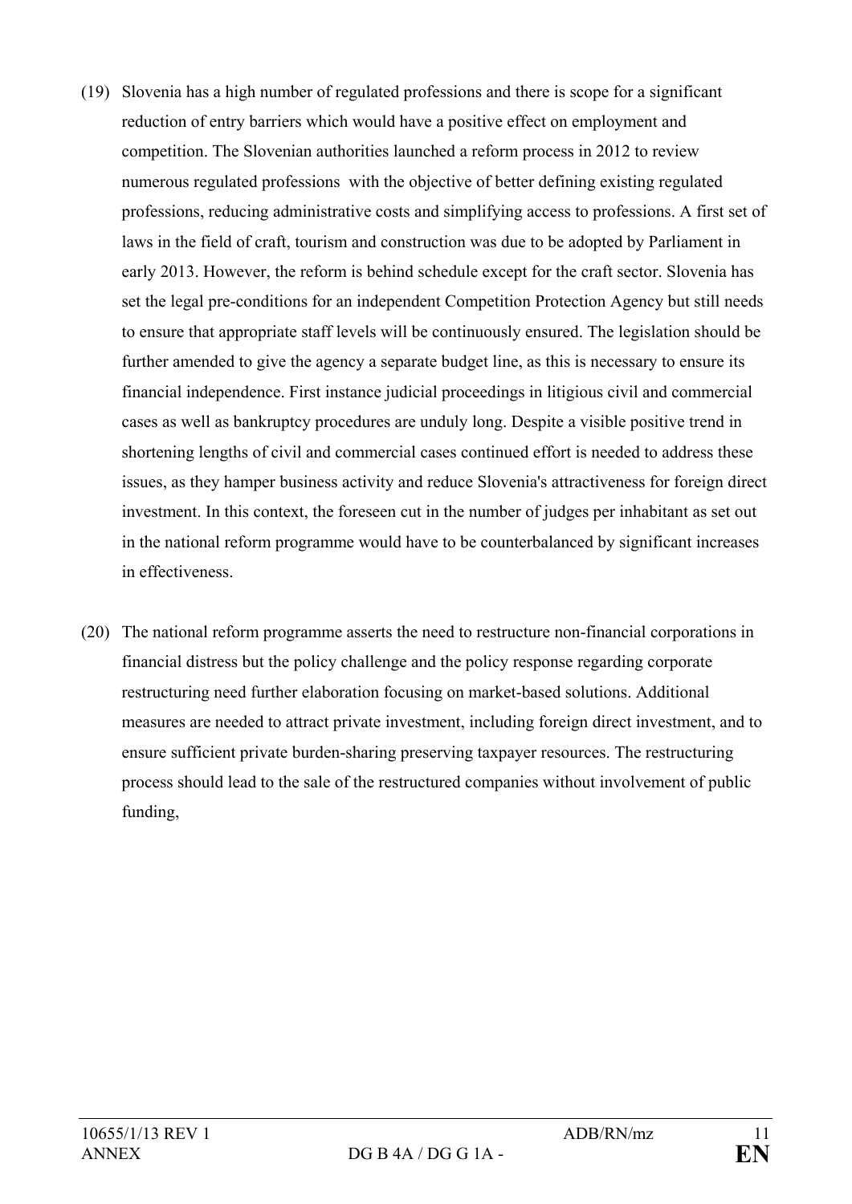(19) Slovenia has a high number of regulated professions and there is scope for a significant reduction of entry barriers which would have a positive effect on employment and competition. The Slovenian authorities launched a reform process in 2012 to review numerous regulated professions with the objective of better defining existing regulated professions, reducing administrative costs and simplifying access to professions. A first set of laws in the field of craft, tourism and construction was due to be adopted by Parliament in early 2013. However, the reform is behind schedule except for the craft sector. Slovenia has set the legal pre-conditions for an independent Competition Protection Agency but still needs to ensure that appropriate staff levels will be continuously ensured. The legislation should be further amended to give the agency a separate budget line, as this is necessary to ensure its financial independence. First instance judicial proceedings in litigious civil and commercial cases as well as bankruptcy procedures are unduly long. Despite a visible positive trend in shortening lengths of civil and commercial cases continued effort is needed to address these issues, as they hamper business activity and reduce Slovenia's attractiveness for foreign direct investment. In this context, the foreseen cut in the number of judges per inhabitant as set out in the national reform programme would have to be counterbalanced by significant increases in effectiveness.

(20) The national reform programme asserts the need to restructure non-financial corporations in financial distress but the policy challenge and the policy response regarding corporate restructuring need further elaboration focusing on market-based solutions. Additional measures are needed to attract private investment, including foreign direct investment, and to ensure sufficient private burden-sharing preserving taxpayer resources. The restructuring process should lead to the sale of the restructured companies without involvement of public funding,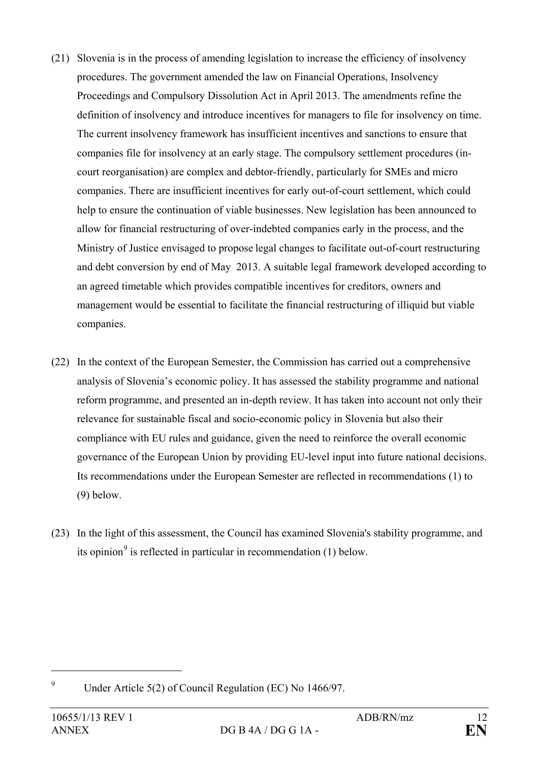(21) Slovenia is in the process of amending legislation to increase the efficiency of insolvency procedures. The government amended the law on Financial Operations, Insolvency Proceedings and Compulsory Dissolution Act in April 2013. The amendments refine the definition of insolvency and introduce incentives for managers to file for insolvency on time. The current insolvency framework has insufficient incentives and sanctions to ensure that companies file for insolvency at an early stage. The compulsory settlement procedures (in-court reorganisation) are complex and debtor-friendly, particularly for SMEs and micro companies. There are insufficient incentives for early out-of-court settlement, which could help to ensure the continuation of viable businesses. New legislation has been announced to allow for financial restructuring of over-indebted companies early in the process, and the Ministry of Justice envisaged to propose legal changes to facilitate out-of-court restructuring and debt conversion by end of May 2013. A suitable legal framework developed according to an agreed timetable which provides compatible incentives for creditors, owners and management would be essential to facilitate the financial restructuring of illiquid but viable companies.

(22) In the context of the European Semester, the Commission has carried out a comprehensive analysis of Slovenia's economic policy. It has assessed the stability programme and national reform programme, and presented an in-depth review. It has taken into account not only their relevance for sustainable fiscal and socio-economic policy in Slovenia but also their compliance with EU rules and guidance, given the need to reinforce the overall economic governance of the European Union by providing EU-level input into future national decisions. Its recommendations under the European Semester are reflected in recommendations (1) to (9) below.

(23) In the light of this assessment, the Council has examined Slovenia's stability programme, and its opinion[9] is reflected in particular in recommendation (1) below.

[9] Under Article 5(2) of Council Regulation (EC) No 1466/97.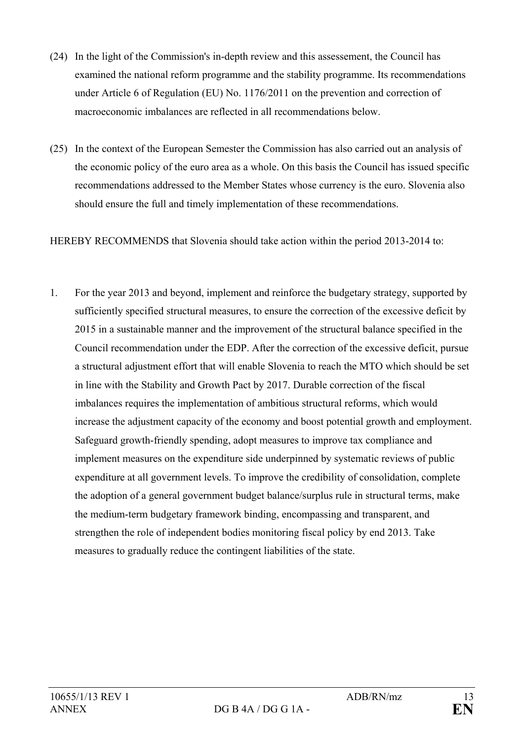(24) In the light of the Commission's in-depth review and this assessement, the Council has examined the national reform programme and the stability programme. Its recommendations under Article 6 of Regulation (EU) No. 1176/2011 on the prevention and correction of macroeconomic imbalances are reflected in all recommendations below.

(25) In the context of the European Semester the Commission has also carried out an analysis of the economic policy of the euro area as a whole. On this basis the Council has issued specific recommendations addressed to the Member States whose currency is the euro. Slovenia also should ensure the full and timely implementation of these recommendations.

HEREBY RECOMMENDS that Slovenia should take action within the period 2013-2014 to:

1. For the year 2013 and beyond, implement and reinforce the budgetary strategy, supported by sufficiently specified structural measures, to ensure the correction of the excessive deficit by 2015 in a sustainable manner and the improvement of the structural balance specified in the Council recommendation under the EDP. After the correction of the excessive deficit, pursue a structural adjustment effort that will enable Slovenia to reach the MTO which should be set in line with the Stability and Growth Pact by 2017. Durable correction of the fiscal imbalances requires the implementation of ambitious structural reforms, which would increase the adjustment capacity of the economy and boost potential growth and employment. Safeguard growth-friendly spending, adopt measures to improve tax compliance and implement measures on the expenditure side underpinned by systematic reviews of public expenditure at all government levels. To improve the credibility of consolidation, complete the adoption of a general government budget balance/surplus rule in structural terms, make the medium-term budgetary framework binding, encompassing and transparent, and strengthen the role of independent bodies monitoring fiscal policy by end 2013. Take measures to gradually reduce the contingent liabilities of the state.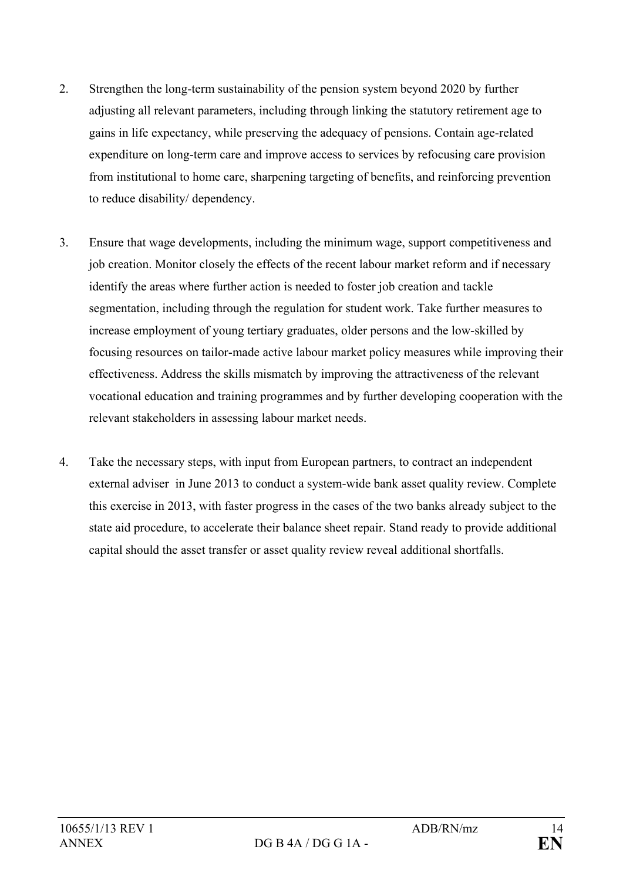2. Strengthen the long-term sustainability of the pension system beyond 2020 by further adjusting all relevant parameters, including through linking the statutory retirement age to gains in life expectancy, while preserving the adequacy of pensions. Contain age-related expenditure on long-term care and improve access to services by refocusing care provision from institutional to home care, sharpening targeting of benefits, and reinforcing prevention to reduce disability/ dependency.

3. Ensure that wage developments, including the minimum wage, support competitiveness and job creation. Monitor closely the effects of the recent labour market reform and if necessary identify the areas where further action is needed to foster job creation and tackle segmentation, including through the regulation for student work. Take further measures to increase employment of young tertiary graduates, older persons and the low-skilled by focusing resources on tailor-made active labour market policy measures while improving their effectiveness. Address the skills mismatch by improving the attractiveness of the relevant vocational education and training programmes and by further developing cooperation with the relevant stakeholders in assessing labour market needs.

4. Take the necessary steps, with input from European partners, to contract an independent external adviser in June 2013 to conduct a system-wide bank asset quality review. Complete this exercise in 2013, with faster progress in the cases of the two banks already subject to the state aid procedure, to accelerate their balance sheet repair. Stand ready to provide additional capital should the asset transfer or asset quality review reveal additional shortfalls.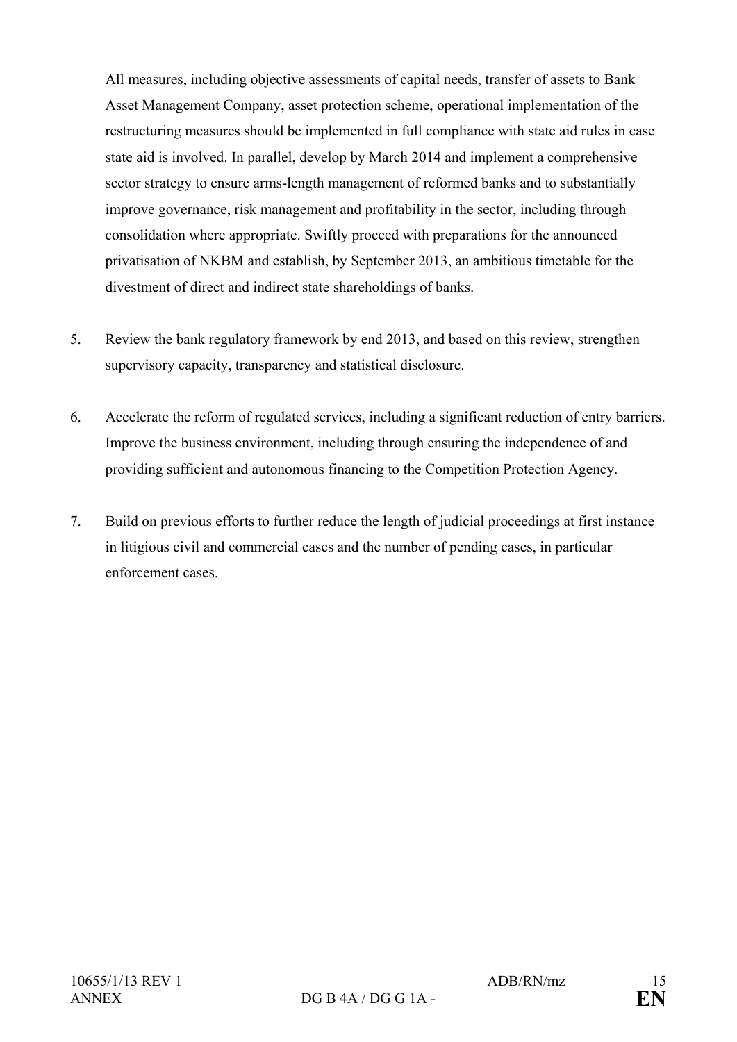All measures, including objective assessments of capital needs, transfer of assets to Bank Asset Management Company, asset protection scheme, operational implementation of the restructuring measures should be implemented in full compliance with state aid rules in case state aid is involved. In parallel, develop by March 2014 and implement a comprehensive sector strategy to ensure arms-length management of reformed banks and to substantially improve governance, risk management and profitability in the sector, including through consolidation where appropriate. Swiftly proceed with preparations for the announced privatisation of NKBM and establish, by September 2013, an ambitious timetable for the divestment of direct and indirect state shareholdings of banks.

5. Review the bank regulatory framework by end 2013, and based on this review, strengthen supervisory capacity, transparency and statistical disclosure.

6. Accelerate the reform of regulated services, including a significant reduction of entry barriers. Improve the business environment, including through ensuring the independence of and providing sufficient and autonomous financing to the Competition Protection Agency.

7. Build on previous efforts to further reduce the length of judicial proceedings at first instance in litigious civil and commercial cases and the number of pending cases, in particular enforcement cases.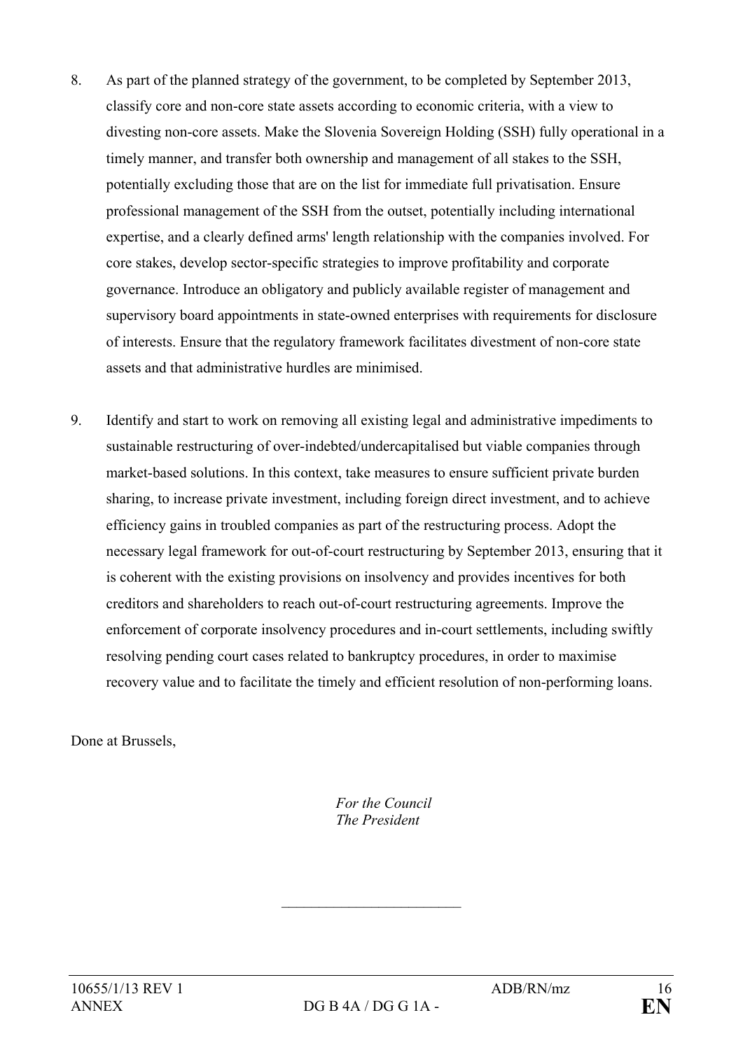8. As part of the planned strategy of the government, to be completed by September 2013, classify core and non-core state assets according to economic criteria, with a view to divesting non-core assets. Make the Slovenia Sovereign Holding (SSH) fully operational in a timely manner, and transfer both ownership and management of all stakes to the SSH, potentially excluding those that are on the list for immediate full privatisation. Ensure professional management of the SSH from the outset, potentially including international expertise, and a clearly defined arms' length relationship with the companies involved. For core stakes, develop sector-specific strategies to improve profitability and corporate governance. Introduce an obligatory and publicly available register of management and supervisory board appointments in state-owned enterprises with requirements for disclosure of interests. Ensure that the regulatory framework facilitates divestment of non-core state assets and that administrative hurdles are minimised.

9. Identify and start to work on removing all existing legal and administrative impediments to sustainable restructuring of over-indebted/undercapitalised but viable companies through market-based solutions. In this context, take measures to ensure sufficient private burden sharing, to increase private investment, including foreign direct investment, and to achieve efficiency gains in troubled companies as part of the restructuring process. Adopt the necessary legal framework for out-of-court restructuring by September 2013, ensuring that it is coherent with the existing provisions on insolvency and provides incentives for both creditors and shareholders to reach out-of-court restructuring agreements. Improve the enforcement of corporate insolvency procedures and in-court settlements, including swiftly resolving pending court cases related to bankruptcy procedures, in order to maximise recovery value and to facilitate the timely and efficient resolution of non-performing loans.

Done at Brussels,

*For the Council*
*The President*

\_\_\_\_\_\_\_\_\_\_\_\_\_\_\_\_\_\_\_\_\_\_\_\_